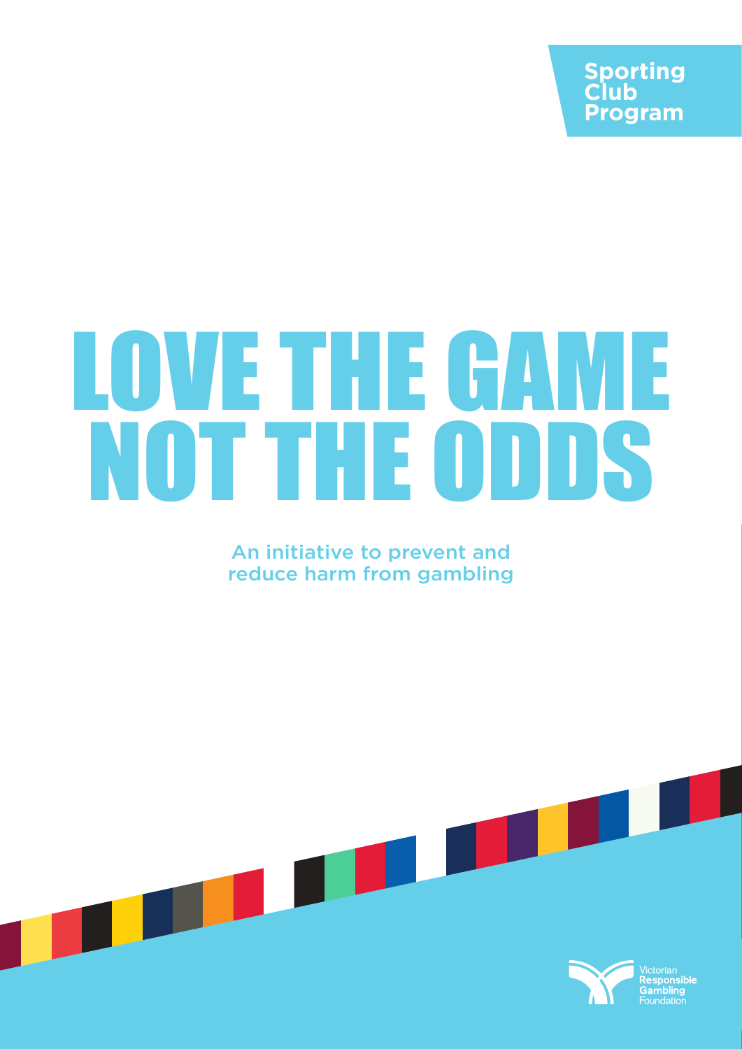**Sporting Club Program**

# LOVE THE GAME NOT THE ODDS

An initiative to prevent and reduce harm from gambling

Victorian Responsible Gambling Foundation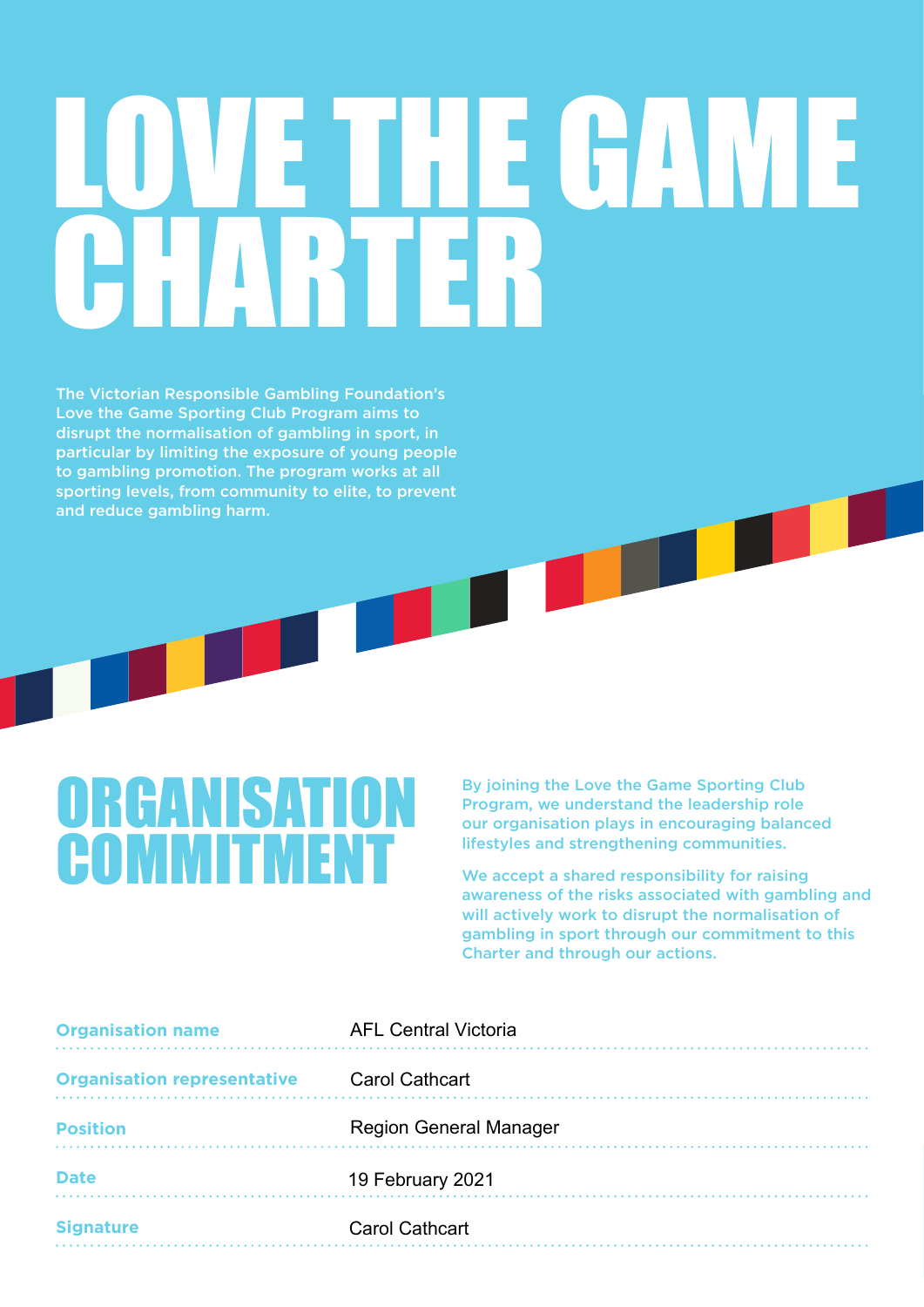# LOVE THE GAME CHARTER

The Victorian Responsible Gambling Foundation's Love the Game Sporting Club Program aims to disrupt the normalisation of gambling in sport, in particular by limiting the exposure of young people to gambling promotion. The program works at all sporting levels, from community to elite, to prevent and reduce gambling harm.

## ORGANISATION COMMITMENT

By joining the Love the Game Sporting Club Program, we understand the leadership role our organisation plays in encouraging balanced lifestyles and strengthening communities.

We accept a shared responsibility for raising awareness of the risks associated with gambling and will actively work to disrupt the normalisation of gambling in sport through our commitment to this Charter and through our actions.

| | |
|---|---|
| **Organisation name** | AFL Central Victoria |
| **Organisation representative** | Carol Cathcart |
| **Position** | Region General Manager |
| **Date** | 19 February 2021 |
| **Signature** | Carol Cathcart |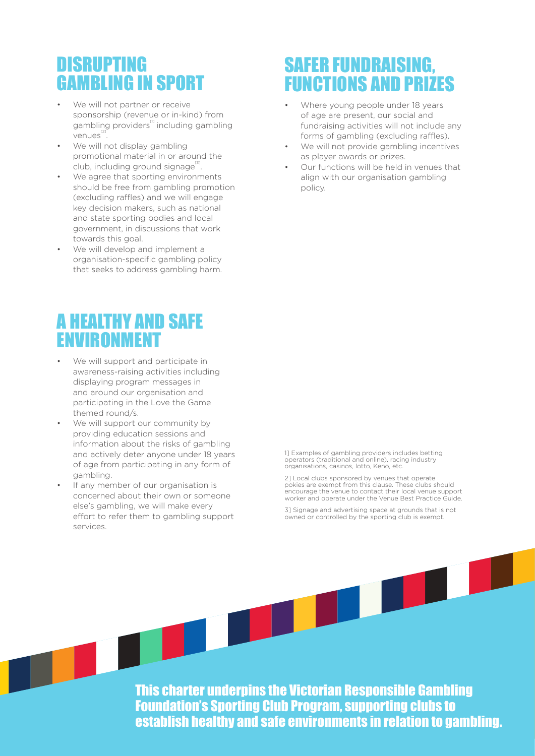## DISRUPTING GAMBLING IN SPORT

- We will not partner or receive sponsorship (revenue or in-kind) from gambling providers[1] including gambling venues[2].
- We will not display gambling promotional material in or around the club, including ground signage[3].
- We agree that sporting environments should be free from gambling promotion (excluding raffles) and we will engage key decision makers, such as national and state sporting bodies and local government, in discussions that work towards this goal.
- We will develop and implement a organisation-specific gambling policy that seeks to address gambling harm.

## SAFER FUNDRAISING, FUNCTIONS AND PRIZES

- Where young people under 18 years of age are present, our social and fundraising activities will not include any forms of gambling (excluding raffles).
- We will not provide gambling incentives as player awards or prizes.
- Our functions will be held in venues that align with our organisation gambling policy.

## A HEALTHY AND SAFE ENVIRONMENT

- We will support and participate in awareness-raising activities including displaying program messages in and around our organisation and participating in the Love the Game themed round/s.
- We will support our community by providing education sessions and information about the risks of gambling and actively deter anyone under 18 years of age from participating in any form of gambling.
- If any member of our organisation is concerned about their own or someone else's gambling, we will make every effort to refer them to gambling support services.

1] Examples of gambling providers includes betting operators (traditional and online), racing industry organisations, casinos, lotto, Keno, etc.

2] Local clubs sponsored by venues that operate pokies are exempt from this clause. These clubs should encourage the venue to contact their local venue support worker and operate under the Venue Best Practice Guide.

3] Signage and advertising space at grounds that is not owned or controlled by the sporting club is exempt.

**This charter underpins the Victorian Responsible Gambling Foundation's Sporting Club Program, supporting clubs to establish healthy and safe environments in relation to gambling.**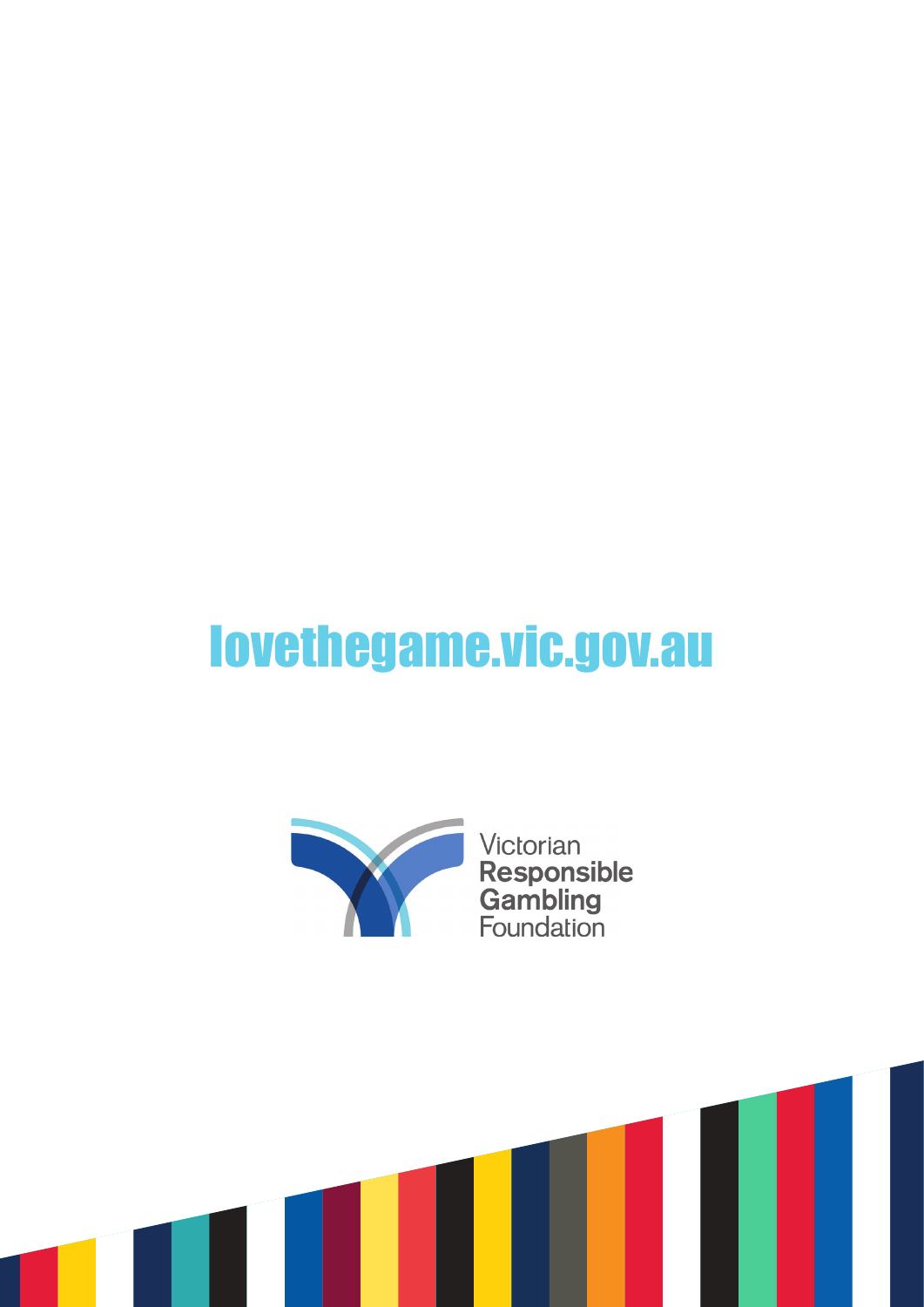lovethegame.vic.gov.au

Victorian
**Responsible**
**Gambling**
Foundation